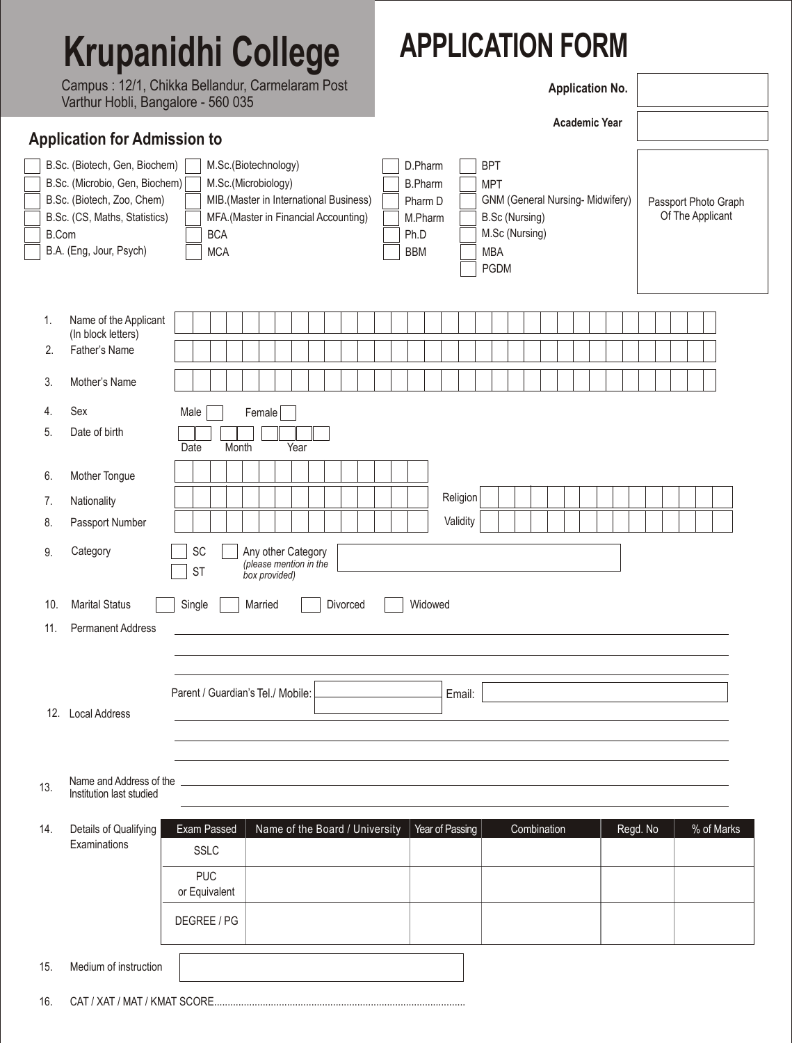# Krupanidhi College

Campus : 12/1, Chikka Bellandur, Carmelaram Post
Varthur Hobli, Bangalore - 560 035

# APPLICATION FORM

**Application No.**

**Academic Year**

## Application for Admission to

- B.Sc. (Biotech, Gen, Biochem)
- B.Sc. (Microbio, Gen, Biochem)
- B.Sc. (Biotech, Zoo, Chem)
- B.Sc. (CS, Maths, Statistics)
- B.Com
- B.A. (Eng, Jour, Psych)
- M.Sc.(Biotechnology)
- M.Sc.(Microbiology)
- MIB.(Master in International Business)
- MFA.(Master in Financial Accounting)
- BCA
- MCA
- D.Pharm
- B.Pharm
- Pharm D
- M.Pharm
- Ph.D
- BBM
- BPT
- MPT
- GNM (General Nursing- Midwifery)
- B.Sc (Nursing)
- M.Sc (Nursing)
- MBA
- PGDM

Passport Photo Graph Of The Applicant

1. Name of the Applicant (In block letters)
2. Father's Name
3. Mother's Name
4. Sex — Male / Female
5. Date of birth — Date / Month / Year
6. Mother Tongue
7. Nationality — Religion
8. Passport Number — Validity
9. Category — SC / ST / Any other Category *(please mention in the box provided)*
10. Marital Status — Single / Married / Divorced / Widowed
11. Permanent Address

    Parent / Guardian's Tel./ Mobile: ____ Email: ____

12. Local Address
13. Name and Address of the Institution last studied
14. Details of Qualifying Examinations

| Exam Passed | Name of the Board / University | Year of Passing | Combination | Regd. No | % of Marks |
|---|---|---|---|---|---|
| SSLC | | | | | |
| PUC or Equivalent | | | | | |
| DEGREE / PG | | | | | |

15. Medium of instruction
16. CAT / XAT / MAT / KMAT SCORE............................................................................................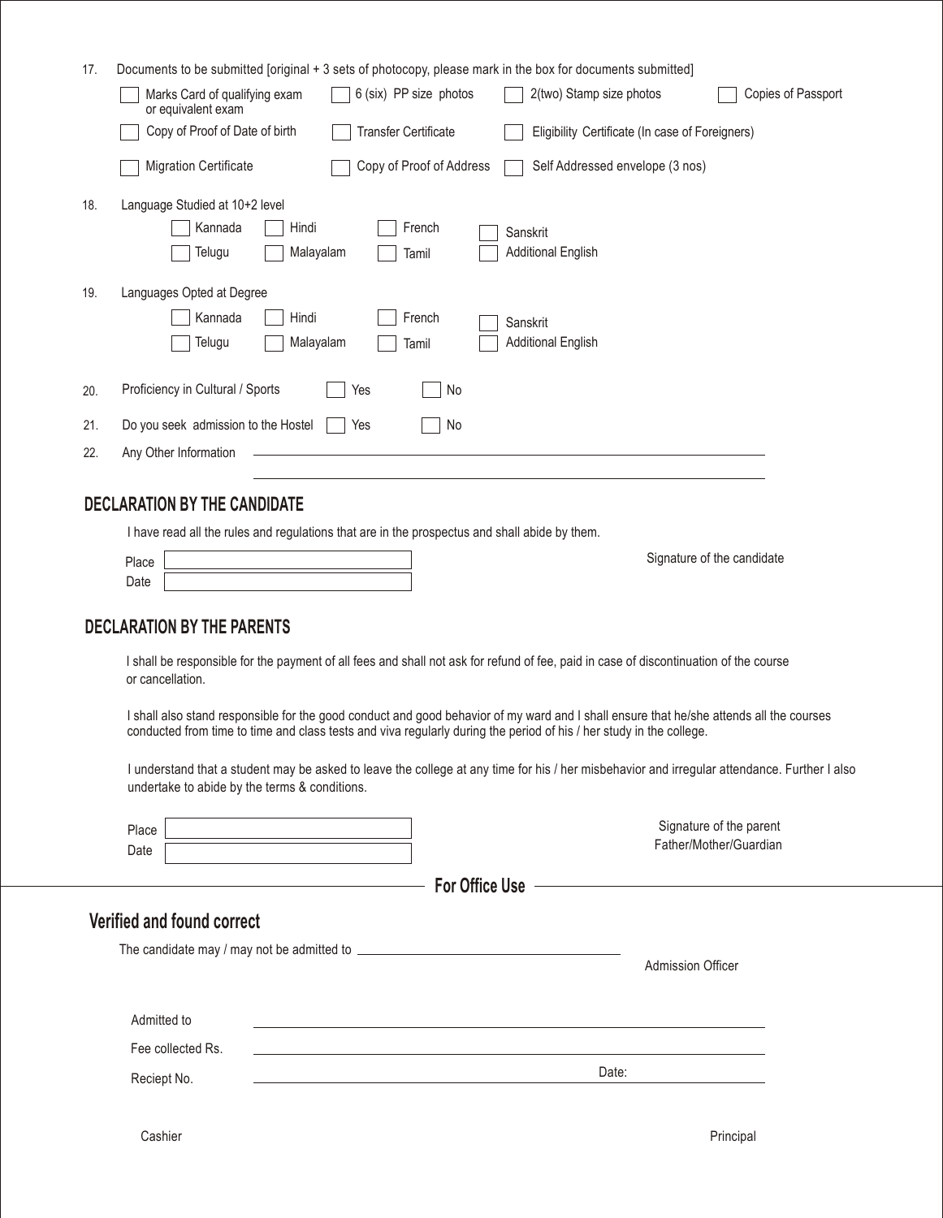17. Documents to be submitted [original + 3 sets of photocopy, please mark in the box for documents submitted]

- ☐ Marks Card of qualifying exam or equivalent exam
- ☐ 6 (six) PP size photos
- ☐ 2(two) Stamp size photos
- ☐ Copies of Passport
- ☐ Copy of Proof of Date of birth
- ☐ Transfer Certificate
- ☐ Eligibility Certificate (In case of Foreigners)
- ☐ Migration Certificate
- ☐ Copy of Proof of Address
- ☐ Self Addressed envelope (3 nos)

18. Language Studied at 10+2 level

☐ Kannada ☐ Hindi ☐ French ☐ Sanskrit
☐ Telugu ☐ Malayalam ☐ Tamil ☐ Additional English

19. Languages Opted at Degree

☐ Kannada ☐ Hindi ☐ French ☐ Sanskrit
☐ Telugu ☐ Malayalam ☐ Tamil ☐ Additional English

20. Proficiency in Cultural / Sports ☐ Yes ☐ No

21. Do you seek admission to the Hostel ☐ Yes ☐ No

22. Any Other Information ______________________________________________

______________________________________________

## DECLARATION BY THE CANDIDATE

I have read all the rules and regulations that are in the prospectus and shall abide by them.

Place ____________

Date ____________

Signature of the candidate

## DECLARATION BY THE PARENTS

I shall be responsible for the payment of all fees and shall not ask for refund of fee, paid in case of discontinuation of the course or cancellation.

I shall also stand responsible for the good conduct and good behavior of my ward and I shall ensure that he/she attends all the courses conducted from time to time and class tests and viva regularly during the period of his / her study in the college.

I understand that a student may be asked to leave the college at any time for his / her misbehavior and irregular attendance. Further I also undertake to abide by the terms & conditions.

Place ____________

Date ____________

Signature of the parent
Father/Mother/Guardian

**For Office Use**

## Verified and found correct

The candidate may / may not be admitted to ____________________

Admission Officer

Admitted to ______________________________________________

Fee collected Rs. ______________________________________________

Reciept No. ______________________________ Date: ____________

Cashier

Principal